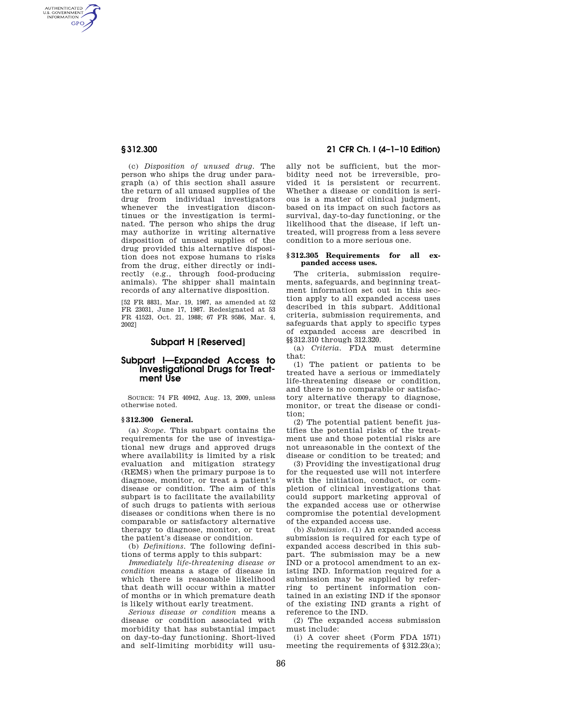(c) *Disposition of unused drug.* The person who ships the drug under paragraph (a) of this section shall assure the return of all unused supplies of the drug from individual investigators whenever the investigation discontinues or the investigation is terminated. The person who ships the drug may authorize in writing alternative disposition of unused supplies of the drug provided this alternative disposition does not expose humans to risks from the drug, either directly or indirectly (e.g., through food-producing animals). The shipper shall maintain records of any alternative disposition.

[52 FR 8831, Mar. 19, 1987, as amended at 52 FR 23031, June 17, 1987. Redesignated at 53 FR 41523, Oct. 21, 1988; 67 FR 9586, Mar. 4, 2002]

## Subpart H [Reserved]

## Subpart I—Expanded Access to Investigational Drugs for Treatment Use

SOURCE: 74 FR 40942, Aug. 13, 2009, unless otherwise noted.

### § 312.300 General.

(a) *Scope.* This subpart contains the requirements for the use of investigational new drugs and approved drugs where availability is limited by a risk evaluation and mitigation strategy (REMS) when the primary purpose is to diagnose, monitor, or treat a patient's disease or condition. The aim of this subpart is to facilitate the availability of such drugs to patients with serious diseases or conditions when there is no comparable or satisfactory alternative therapy to diagnose, monitor, or treat the patient's disease or condition.

(b) *Definitions.* The following definitions of terms apply to this subpart:

*Immediately life-threatening disease or condition* means a stage of disease in which there is reasonable likelihood that death will occur within a matter of months or in which premature death is likely without early treatment.

*Serious disease or condition* means a disease or condition associated with morbidity that has substantial impact on day-to-day functioning. Short-lived and self-limiting morbidity will usually not be sufficient, but the morbidity need not be irreversible, provided it is persistent or recurrent. Whether a disease or condition is serious is a matter of clinical judgment, based on its impact on such factors as survival, day-to-day functioning, or the likelihood that the disease, if left untreated, will progress from a less severe condition to a more serious one.

### § 312.305 Requirements for all expanded access uses.

The criteria, submission requirements, safeguards, and beginning treatment information set out in this section apply to all expanded access uses described in this subpart. Additional criteria, submission requirements, and safeguards that apply to specific types of expanded access are described in §§ 312.310 through 312.320.

(a) *Criteria.* FDA must determine that:

(1) The patient or patients to be treated have a serious or immediately life-threatening disease or condition, and there is no comparable or satisfactory alternative therapy to diagnose, monitor, or treat the disease or condition;

(2) The potential patient benefit justifies the potential risks of the treatment use and those potential risks are not unreasonable in the context of the disease or condition to be treated; and

(3) Providing the investigational drug for the requested use will not interfere with the initiation, conduct, or completion of clinical investigations that could support marketing approval of the expanded access use or otherwise compromise the potential development of the expanded access use.

(b) *Submission.* (1) An expanded access submission is required for each type of expanded access described in this subpart. The submission may be a new IND or a protocol amendment to an existing IND. Information required for a submission may be supplied by referring to pertinent information contained in an existing IND if the sponsor of the existing IND grants a right of reference to the IND.

(2) The expanded access submission must include:

(i) A cover sheet (Form FDA 1571) meeting the requirements of § 312.23(a);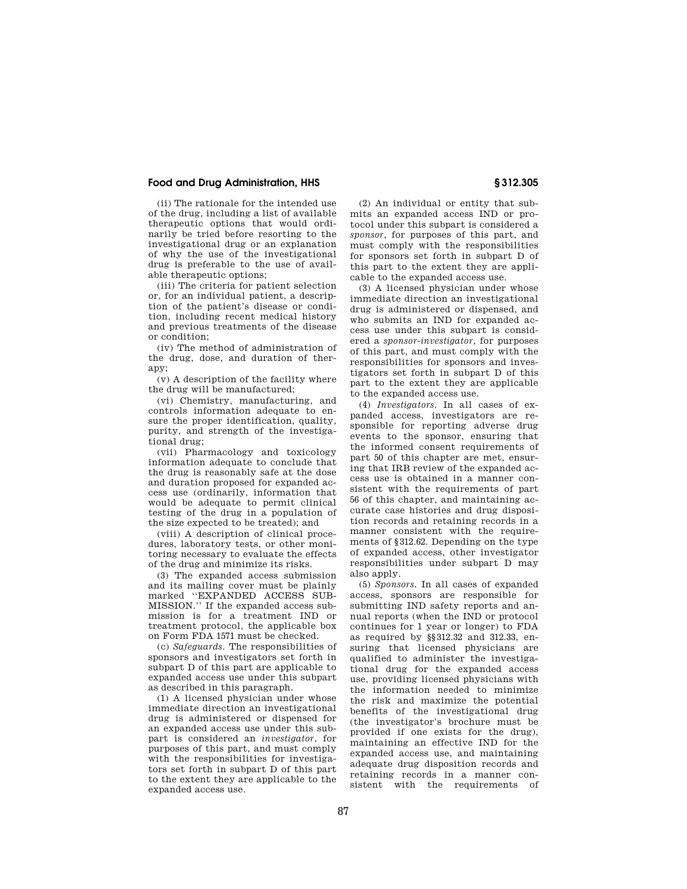(ii) The rationale for the intended use of the drug, including a list of available therapeutic options that would ordinarily be tried before resorting to the investigational drug or an explanation of why the use of the investigational drug is preferable to the use of available therapeutic options;

(iii) The criteria for patient selection or, for an individual patient, a description of the patient's disease or condition, including recent medical history and previous treatments of the disease or condition;

(iv) The method of administration of the drug, dose, and duration of therapy;

(v) A description of the facility where the drug will be manufactured;

(vi) Chemistry, manufacturing, and controls information adequate to ensure the proper identification, quality, purity, and strength of the investigational drug;

(vii) Pharmacology and toxicology information adequate to conclude that the drug is reasonably safe at the dose and duration proposed for expanded access use (ordinarily, information that would be adequate to permit clinical testing of the drug in a population of the size expected to be treated); and

(viii) A description of clinical procedures, laboratory tests, or other monitoring necessary to evaluate the effects of the drug and minimize its risks.

(3) The expanded access submission and its mailing cover must be plainly marked "EXPANDED ACCESS SUBMISSION." If the expanded access submission is for a treatment IND or treatment protocol, the applicable box on Form FDA 1571 must be checked.

(c) *Safeguards.* The responsibilities of sponsors and investigators set forth in subpart D of this part are applicable to expanded access use under this subpart as described in this paragraph.

(1) A licensed physician under whose immediate direction an investigational drug is administered or dispensed for an expanded access use under this subpart is considered an *investigator*, for purposes of this part, and must comply with the responsibilities for investigators set forth in subpart D of this part to the extent they are applicable to the expanded access use.

(2) An individual or entity that submits an expanded access IND or protocol under this subpart is considered a *sponsor*, for purposes of this part, and must comply with the responsibilities for sponsors set forth in subpart D of this part to the extent they are applicable to the expanded access use.

(3) A licensed physician under whose immediate direction an investigational drug is administered or dispensed, and who submits an IND for expanded access use under this subpart is considered a *sponsor-investigator*, for purposes of this part, and must comply with the responsibilities for sponsors and investigators set forth in subpart D of this part to the extent they are applicable to the expanded access use.

(4) *Investigators.* In all cases of expanded access, investigators are responsible for reporting adverse drug events to the sponsor, ensuring that the informed consent requirements of part 50 of this chapter are met, ensuring that IRB review of the expanded access use is obtained in a manner consistent with the requirements of part 56 of this chapter, and maintaining accurate case histories and drug disposition records and retaining records in a manner consistent with the requirements of §312.62. Depending on the type of expanded access, other investigator responsibilities under subpart D may also apply.

(5) *Sponsors.* In all cases of expanded access, sponsors are responsible for submitting IND safety reports and annual reports (when the IND or protocol continues for 1 year or longer) to FDA as required by §§312.32 and 312.33, ensuring that licensed physicians are qualified to administer the investigational drug for the expanded access use, providing licensed physicians with the information needed to minimize the risk and maximize the potential benefits of the investigational drug (the investigator's brochure must be provided if one exists for the drug), maintaining an effective IND for the expanded access use, and maintaining adequate drug disposition records and retaining records in a manner consistent with the requirements of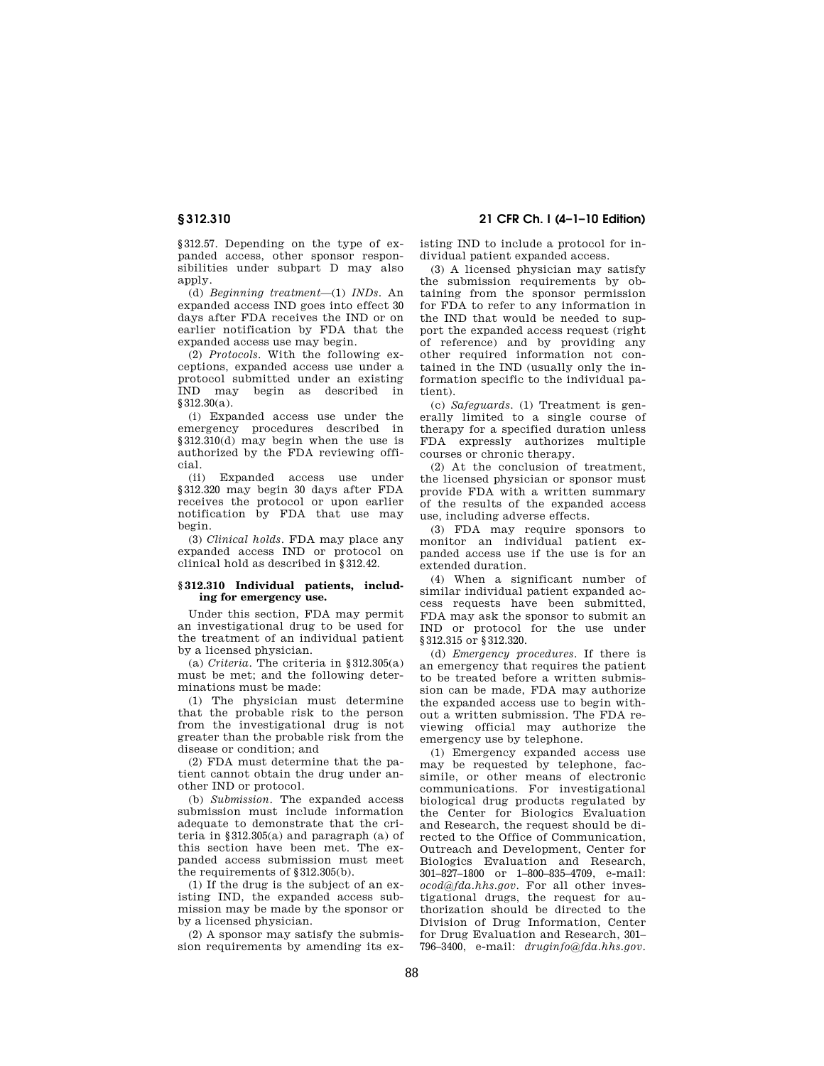§312.57. Depending on the type of expanded access, other sponsor responsibilities under subpart D may also apply.

(d) *Beginning treatment*—(1) *INDs*. An expanded access IND goes into effect 30 days after FDA receives the IND or on earlier notification by FDA that the expanded access use may begin.

(2) *Protocols*. With the following exceptions, expanded access use under a protocol submitted under an existing IND may begin as described in §312.30(a).

(i) Expanded access use under the emergency procedures described in §312.310(d) may begin when the use is authorized by the FDA reviewing official.

(ii) Expanded access use under §312.320 may begin 30 days after FDA receives the protocol or upon earlier notification by FDA that use may begin.

(3) *Clinical holds*. FDA may place any expanded access IND or protocol on clinical hold as described in §312.42.

### §312.310 Individual patients, including for emergency use.

Under this section, FDA may permit an investigational drug to be used for the treatment of an individual patient by a licensed physician.

(a) *Criteria*. The criteria in §312.305(a) must be met; and the following determinations must be made:

(1) The physician must determine that the probable risk to the person from the investigational drug is not greater than the probable risk from the disease or condition; and

(2) FDA must determine that the patient cannot obtain the drug under another IND or protocol.

(b) *Submission*. The expanded access submission must include information adequate to demonstrate that the criteria in §312.305(a) and paragraph (a) of this section have been met. The expanded access submission must meet the requirements of §312.305(b).

(1) If the drug is the subject of an existing IND, the expanded access submission may be made by the sponsor or by a licensed physician.

(2) A sponsor may satisfy the submission requirements by amending its existing IND to include a protocol for individual patient expanded access.

(3) A licensed physician may satisfy the submission requirements by obtaining from the sponsor permission for FDA to refer to any information in the IND that would be needed to support the expanded access request (right of reference) and by providing any other required information not contained in the IND (usually only the information specific to the individual patient).

(c) *Safeguards*. (1) Treatment is generally limited to a single course of therapy for a specified duration unless FDA expressly authorizes multiple courses or chronic therapy.

(2) At the conclusion of treatment, the licensed physician or sponsor must provide FDA with a written summary of the results of the expanded access use, including adverse effects.

(3) FDA may require sponsors to monitor an individual patient expanded access use if the use is for an extended duration.

(4) When a significant number of similar individual patient expanded access requests have been submitted, FDA may ask the sponsor to submit an IND or protocol for the use under §312.315 or §312.320.

(d) *Emergency procedures*. If there is an emergency that requires the patient to be treated before a written submission can be made, FDA may authorize the expanded access use to begin without a written submission. The FDA reviewing official may authorize the emergency use by telephone.

(1) Emergency expanded access use may be requested by telephone, facsimile, or other means of electronic communications. For investigational biological drug products regulated by the Center for Biologics Evaluation and Research, the request should be directed to the Office of Communication, Outreach and Development, Center for Biologics Evaluation and Research, 301–827–1800 or 1–800–835–4709, e-mail: *ocod@fda.hhs.gov*. For all other investigational drugs, the request for authorization should be directed to the Division of Drug Information, Center for Drug Evaluation and Research, 301–796–3400, e-mail: *druginfo@fda.hhs.gov*.